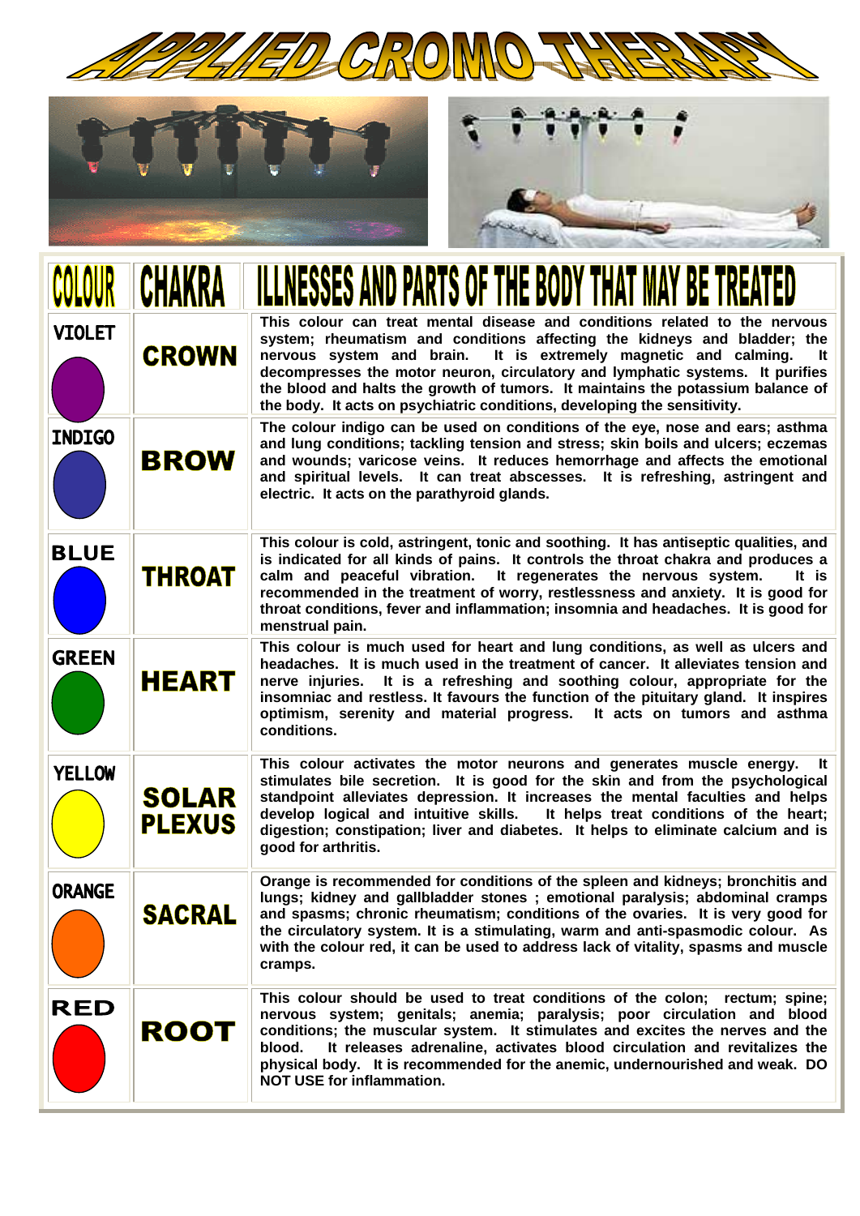# APPLIED CROMO THERAPY

| COLOUR | CHAKRA | ILLNESSES AND PARTS OF THE BODY THAT MAY BE TREATED |
|---|---|---|
| VIOLET | CROWN | This colour can treat mental disease and conditions related to the nervous system; rheumatism and conditions affecting the kidneys and bladder; the nervous system and brain. It is extremely magnetic and calming. It decompresses the motor neuron, circulatory and lymphatic systems. It purifies the blood and halts the growth of tumors. It maintains the potassium balance of the body. It acts on psychiatric conditions, developing the sensitivity. |
| INDIGO | BROW | The colour indigo can be used on conditions of the eye, nose and ears; asthma and lung conditions; tackling tension and stress; skin boils and ulcers; eczemas and wounds; varicose veins. It reduces hemorrhage and affects the emotional and spiritual levels. It can treat abscesses. It is refreshing, astringent and electric. It acts on the parathyroid glands. |
| BLUE | THROAT | This colour is cold, astringent, tonic and soothing. It has antiseptic qualities, and is indicated for all kinds of pains. It controls the throat chakra and produces a calm and peaceful vibration. It regenerates the nervous system. It is recommended in the treatment of worry, restlessness and anxiety. It is good for throat conditions, fever and inflammation; insomnia and headaches. It is good for menstrual pain. |
| GREEN | HEART | This colour is much used for heart and lung conditions, as well as ulcers and headaches. It is much used in the treatment of cancer. It alleviates tension and nerve injuries. It is a refreshing and soothing colour, appropriate for the insomniac and restless. It favours the function of the pituitary gland. It inspires optimism, serenity and material progress. It acts on tumors and asthma conditions. |
| YELLOW | SOLAR PLEXUS | This colour activates the motor neurons and generates muscle energy. It stimulates bile secretion. It is good for the skin and from the psychological standpoint alleviates depression. It increases the mental faculties and helps develop logical and intuitive skills. It helps treat conditions of the heart; digestion; constipation; liver and diabetes. It helps to eliminate calcium and is good for arthritis. |
| ORANGE | SACRAL | Orange is recommended for conditions of the spleen and kidneys; bronchitis and lungs; kidney and gallbladder stones ; emotional paralysis; abdominal cramps and spasms; chronic rheumatism; conditions of the ovaries. It is very good for the circulatory system. It is a stimulating, warm and anti-spasmodic colour. As with the colour red, it can be used to address lack of vitality, spasms and muscle cramps. |
| RED | ROOT | This colour should be used to treat conditions of the colon; rectum; spine; nervous system; genitals; anemia; paralysis; poor circulation and blood conditions; the muscular system. It stimulates and excites the nerves and the blood. It releases adrenaline, activates blood circulation and revitalizes the physical body. It is recommended for the anemic, undernourished and weak. DO NOT USE for inflammation. |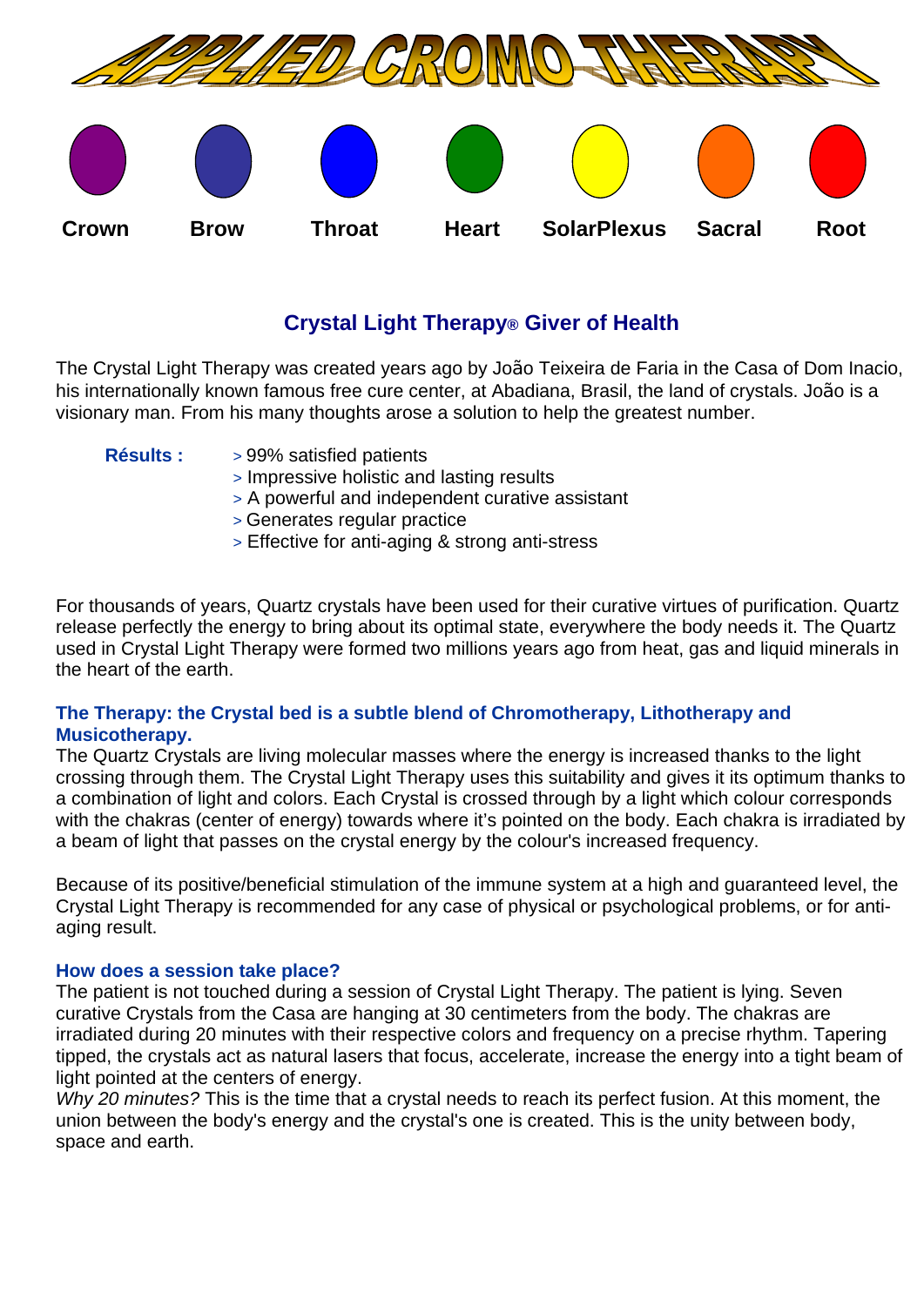# APPLIED CROMO THERAPY

Crown Brow Throat Heart SolarPlexus Sacral Root

## Crystal Light Therapy® Giver of Health

The Crystal Light Therapy was created years ago by João Teixeira de Faria in the Casa of Dom Inacio, his internationally known famous free cure center, at Abadiana, Brasil, the land of crystals. João is a visionary man. From his many thoughts arose a solution to help the greatest number.

**Résults :**

> 99% satisfied patients
> Impressive holistic and lasting results
> A powerful and independent curative assistant
> Generates regular practice
> Effective for anti-aging & strong anti-stress

For thousands of years, Quartz crystals have been used for their curative virtues of purification. Quartz release perfectly the energy to bring about its optimal state, everywhere the body needs it. The Quartz used in Crystal Light Therapy were formed two millions years ago from heat, gas and liquid minerals in the heart of the earth.

**The Therapy: the Crystal bed is a subtle blend of Chromotherapy, Lithotherapy and Musicotherapy.**

The Quartz Crystals are living molecular masses where the energy is increased thanks to the light crossing through them. The Crystal Light Therapy uses this suitability and gives it its optimum thanks to a combination of light and colors. Each Crystal is crossed through by a light which colour corresponds with the chakras (center of energy) towards where it's pointed on the body. Each chakra is irradiated by a beam of light that passes on the crystal energy by the colour's increased frequency.

Because of its positive/beneficial stimulation of the immune system at a high and guaranteed level, the Crystal Light Therapy is recommended for any case of physical or psychological problems, or for anti-aging result.

**How does a session take place?**

The patient is not touched during a session of Crystal Light Therapy. The patient is lying. Seven curative Crystals from the Casa are hanging at 30 centimeters from the body. The chakras are irradiated during 20 minutes with their respective colors and frequency on a precise rhythm. Tapering tipped, the crystals act as natural lasers that focus, accelerate, increase the energy into a tight beam of light pointed at the centers of energy.

*Why 20 minutes?* This is the time that a crystal needs to reach its perfect fusion. At this moment, the union between the body's energy and the crystal's one is created. This is the unity between body, space and earth.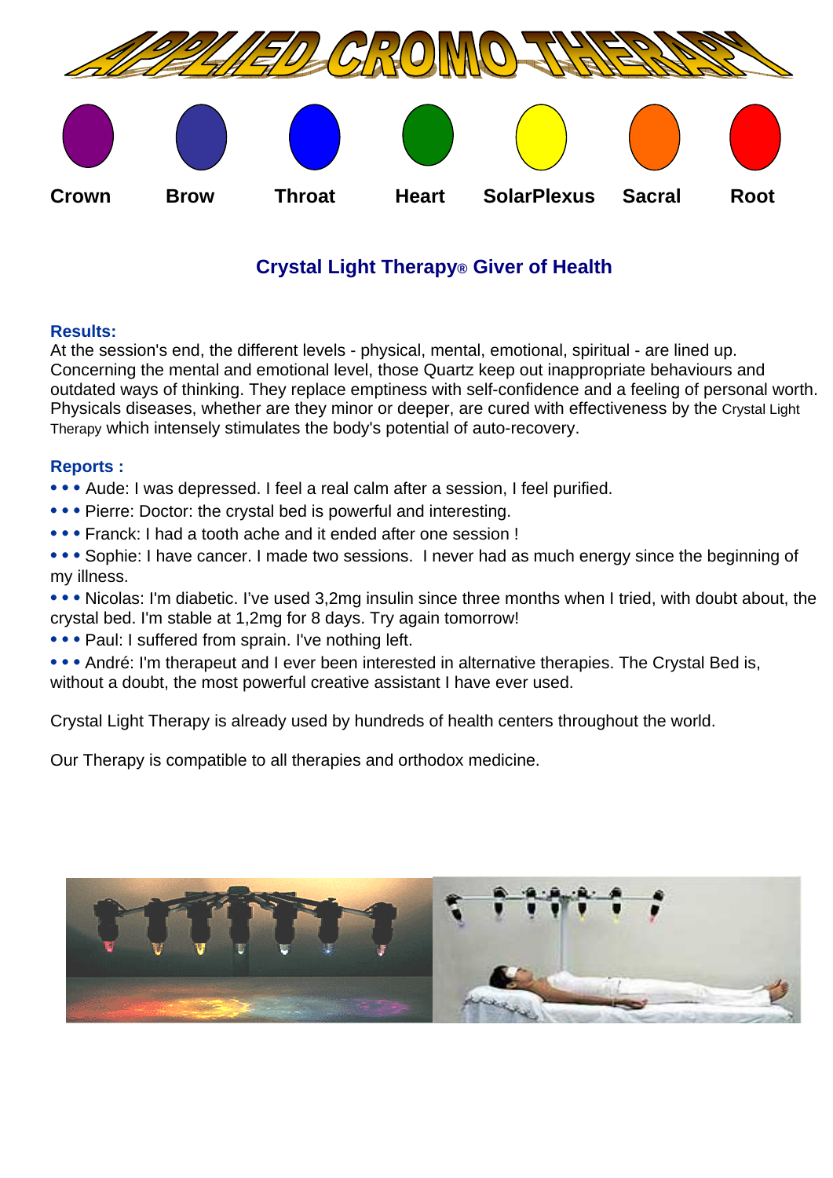# APPLIED CROMO THERAPY

Crown Brow Throat Heart SolarPlexus Sacral Root

## Crystal Light Therapy® Giver of Health

**Results:**
At the session's end, the different levels - physical, mental, emotional, spiritual - are lined up. Concerning the mental and emotional level, those Quartz keep out inappropriate behaviours and outdated ways of thinking. They replace emptiness with self-confidence and a feeling of personal worth. Physicals diseases, whether are they minor or deeper, are cured with effectiveness by the Crystal Light Therapy which intensely stimulates the body's potential of auto-recovery.

**Reports :**

• • • Aude: I was depressed. I feel a real calm after a session, I feel purified.

• • • Pierre: Doctor: the crystal bed is powerful and interesting.

• • • Franck: I had a tooth ache and it ended after one session !

• • • Sophie: I have cancer. I made two sessions. I never had as much energy since the beginning of my illness.

• • • Nicolas: I'm diabetic. I've used 3,2mg insulin since three months when I tried, with doubt about, the crystal bed. I'm stable at 1,2mg for 8 days. Try again tomorrow!

• • • Paul: I suffered from sprain. I've nothing left.

• • • André: I'm therapeut and I ever been interested in alternative therapies. The Crystal Bed is, without a doubt, the most powerful creative assistant I have ever used.

Crystal Light Therapy is already used by hundreds of health centers throughout the world.

Our Therapy is compatible to all therapies and orthodox medicine.